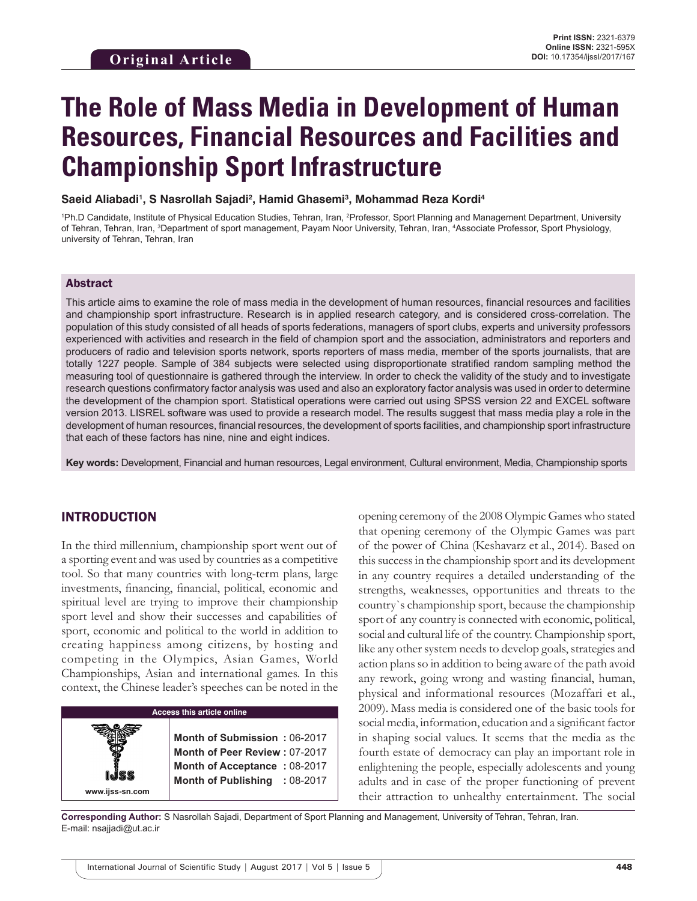Original Article

**Print ISSN:** 2321-6379
**Online ISSN:** 2321-595X
**DOI:** 10.17354/ijssI/2017/167

# The Role of Mass Media in Development of Human Resources, Financial Resources and Facilities and Championship Sport Infrastructure

**Saeid Aliabadi[1], S Nasrollah Sajadi[2], Hamid Ghasemi[3], Mohammad Reza Kordi[4]**

[1]Ph.D Candidate, Institute of Physical Education Studies, Tehran, Iran, [2]Professor, Sport Planning and Management Department, University of Tehran, Tehran, Iran, [3]Department of sport management, Payam Noor University, Tehran, Iran, [4]Associate Professor, Sport Physiology, university of Tehran, Tehran, Iran

## Abstract

This article aims to examine the role of mass media in the development of human resources, financial resources and facilities and championship sport infrastructure. Research is in applied research category, and is considered cross-correlation. The population of this study consisted of all heads of sports federations, managers of sport clubs, experts and university professors experienced with activities and research in the field of champion sport and the association, administrators and reporters and producers of radio and television sports network, sports reporters of mass media, member of the sports journalists, that are totally 1227 people. Sample of 384 subjects were selected using disproportionate stratified random sampling method the measuring tool of questionnaire is gathered through the interview. In order to check the validity of the study and to investigate research questions confirmatory factor analysis was used and also an exploratory factor analysis was used in order to determine the development of the champion sport. Statistical operations were carried out using SPSS version 22 and EXCEL software version 2013. LISREL software was used to provide a research model. The results suggest that mass media play a role in the development of human resources, financial resources, the development of sports facilities, and championship sport infrastructure that each of these factors has nine, nine and eight indices.

**Key words:** Development, Financial and human resources, Legal environment, Cultural environment, Media, Championship sports

## INTRODUCTION

In the third millennium, championship sport went out of a sporting event and was used by countries as a competitive tool. So that many countries with long-term plans, large investments, financing, financial, political, economic and spiritual level are trying to improve their championship sport level and show their successes and capabilities of sport, economic and political to the world in addition to creating happiness among citizens, by hosting and competing in the Olympics, Asian Games, World Championships, Asian and international games. In this context, the Chinese leader's speeches can be noted in the opening ceremony of the 2008 Olympic Games who stated that opening ceremony of the Olympic Games was part of the power of China (Keshavarz et al., 2014). Based on this success in the championship sport and its development in any country requires a detailed understanding of the strengths, weaknesses, opportunities and threats to the country`s championship sport, because the championship sport of any country is connected with economic, political, social and cultural life of the country. Championship sport, like any other system needs to develop goals, strategies and action plans so in addition to being aware of the path avoid any rework, going wrong and wasting financial, human, physical and informational resources (Mozaffari et al., 2009). Mass media is considered one of the basic tools for social media, information, education and a significant factor in shaping social values. It seems that the media as the fourth estate of democracy can play an important role in enlightening the people, especially adolescents and young adults and in case of the proper functioning of prevent their attraction to unhealthy entertainment. The social

| Access this article online | |
|---|---|
| IJSS www.ijss-sn.com | **Month of Submission :** 06-2017 |
| | **Month of Peer Review :** 07-2017 |
| | **Month of Acceptance :** 08-2017 |
| | **Month of Publishing :** 08-2017 |

**Corresponding Author:** S Nasrollah Sajadi, Department of Sport Planning and Management, University of Tehran, Tehran, Iran. E-mail: nsajjadi@ut.ac.ir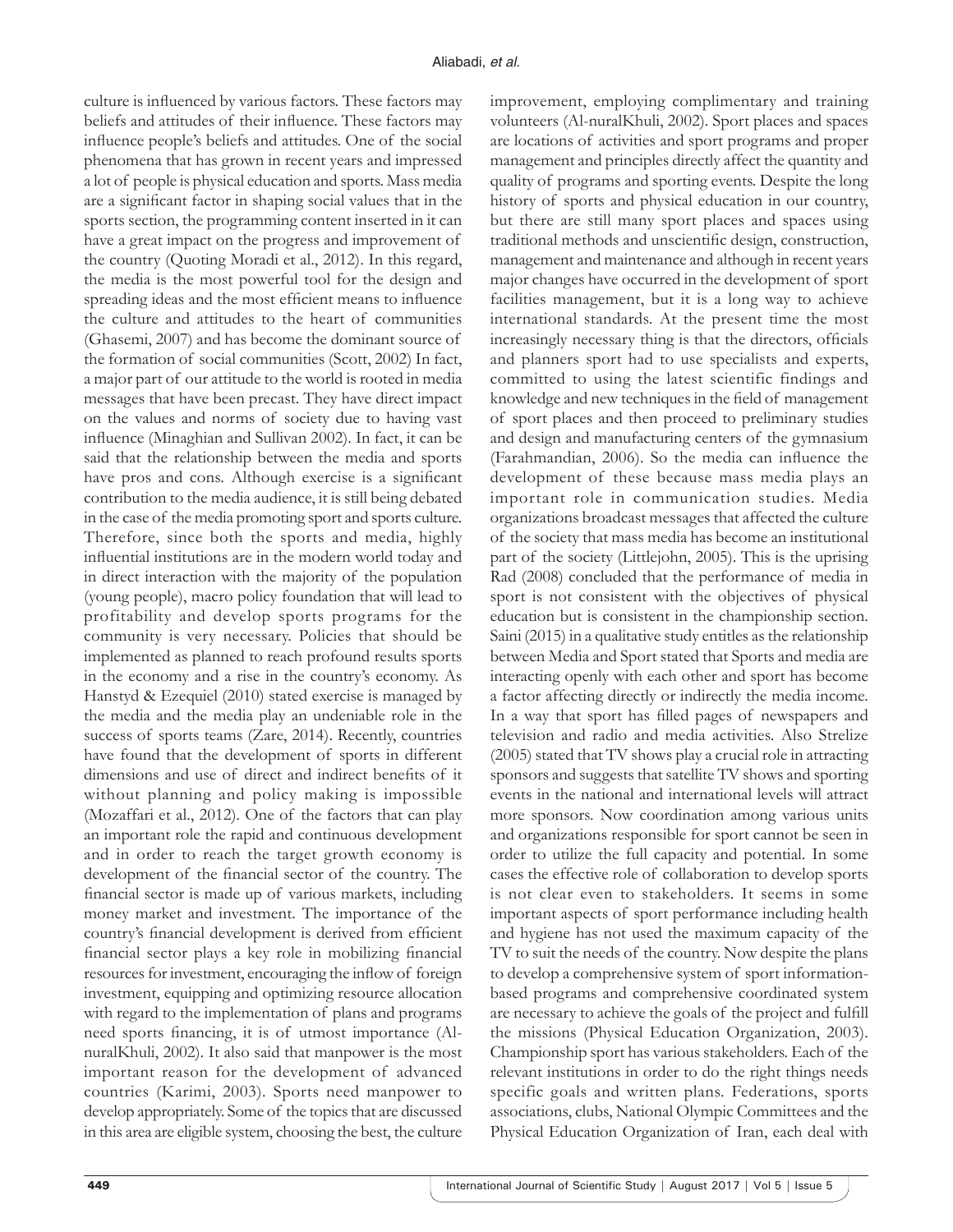culture is influenced by various factors. These factors may beliefs and attitudes of their influence. These factors may influence people's beliefs and attitudes. One of the social phenomena that has grown in recent years and impressed a lot of people is physical education and sports. Mass media are a significant factor in shaping social values that in the sports section, the programming content inserted in it can have a great impact on the progress and improvement of the country (Quoting Moradi et al., 2012). In this regard, the media is the most powerful tool for the design and spreading ideas and the most efficient means to influence the culture and attitudes to the heart of communities (Ghasemi, 2007) and has become the dominant source of the formation of social communities (Scott, 2002) In fact, a major part of our attitude to the world is rooted in media messages that have been precast. They have direct impact on the values and norms of society due to having vast influence (Minaghian and Sullivan 2002). In fact, it can be said that the relationship between the media and sports have pros and cons. Although exercise is a significant contribution to the media audience, it is still being debated in the case of the media promoting sport and sports culture. Therefore, since both the sports and media, highly influential institutions are in the modern world today and in direct interaction with the majority of the population (young people), macro policy foundation that will lead to profitability and develop sports programs for the community is very necessary. Policies that should be implemented as planned to reach profound results sports in the economy and a rise in the country's economy. As Hanstyd & Ezequiel (2010) stated exercise is managed by the media and the media play an undeniable role in the success of sports teams (Zare, 2014). Recently, countries have found that the development of sports in different dimensions and use of direct and indirect benefits of it without planning and policy making is impossible (Mozaffari et al., 2012). One of the factors that can play an important role the rapid and continuous development and in order to reach the target growth economy is development of the financial sector of the country. The financial sector is made up of various markets, including money market and investment. The importance of the country's financial development is derived from efficient financial sector plays a key role in mobilizing financial resources for investment, encouraging the inflow of foreign investment, equipping and optimizing resource allocation with regard to the implementation of plans and programs need sports financing, it is of utmost importance (Al-nuralKhuli, 2002). It also said that manpower is the most important reason for the development of advanced countries (Karimi, 2003). Sports need manpower to develop appropriately. Some of the topics that are discussed in this area are eligible system, choosing the best, the culture improvement, employing complimentary and training volunteers (Al-nuralKhuli, 2002). Sport places and spaces are locations of activities and sport programs and proper management and principles directly affect the quantity and quality of programs and sporting events. Despite the long history of sports and physical education in our country, but there are still many sport places and spaces using traditional methods and unscientific design, construction, management and maintenance and although in recent years major changes have occurred in the development of sport facilities management, but it is a long way to achieve international standards. At the present time the most increasingly necessary thing is that the directors, officials and planners sport had to use specialists and experts, committed to using the latest scientific findings and knowledge and new techniques in the field of management of sport places and then proceed to preliminary studies and design and manufacturing centers of the gymnasium (Farahmandian, 2006). So the media can influence the development of these because mass media plays an important role in communication studies. Media organizations broadcast messages that affected the culture of the society that mass media has become an institutional part of the society (Littlejohn, 2005). This is the uprising Rad (2008) concluded that the performance of media in sport is not consistent with the objectives of physical education but is consistent in the championship section. Saini (2015) in a qualitative study entitles as the relationship between Media and Sport stated that Sports and media are interacting openly with each other and sport has become a factor affecting directly or indirectly the media income. In a way that sport has filled pages of newspapers and television and radio and media activities. Also Strelize (2005) stated that TV shows play a crucial role in attracting sponsors and suggests that satellite TV shows and sporting events in the national and international levels will attract more sponsors. Now coordination among various units and organizations responsible for sport cannot be seen in order to utilize the full capacity and potential. In some cases the effective role of collaboration to develop sports is not clear even to stakeholders. It seems in some important aspects of sport performance including health and hygiene has not used the maximum capacity of the TV to suit the needs of the country. Now despite the plans to develop a comprehensive system of sport information-based programs and comprehensive coordinated system are necessary to achieve the goals of the project and fulfill the missions (Physical Education Organization, 2003). Championship sport has various stakeholders. Each of the relevant institutions in order to do the right things needs specific goals and written plans. Federations, sports associations, clubs, National Olympic Committees and the Physical Education Organization of Iran, each deal with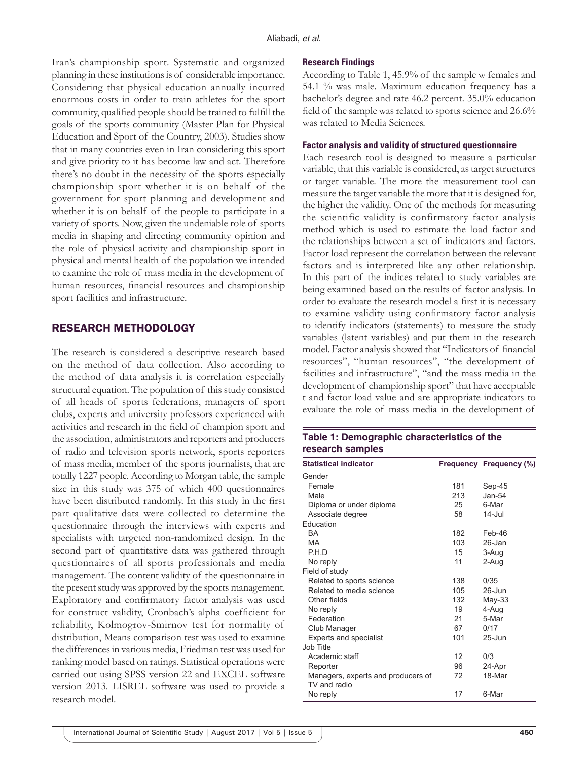Iran's championship sport. Systematic and organized planning in these institutions is of considerable importance. Considering that physical education annually incurred enormous costs in order to train athletes for the sport community, qualified people should be trained to fulfill the goals of the sports community (Master Plan for Physical Education and Sport of the Country, 2003). Studies show that in many countries even in Iran considering this sport and give priority to it has become law and act. Therefore there's no doubt in the necessity of the sports especially championship sport whether it is on behalf of the government for sport planning and development and whether it is on behalf of the people to participate in a variety of sports. Now, given the undeniable role of sports media in shaping and directing community opinion and the role of physical activity and championship sport in physical and mental health of the population we intended to examine the role of mass media in the development of human resources, financial resources and championship sport facilities and infrastructure.

## RESEARCH METHODOLOGY

The research is considered a descriptive research based on the method of data collection. Also according to the method of data analysis it is correlation especially structural equation. The population of this study consisted of all heads of sports federations, managers of sport clubs, experts and university professors experienced with activities and research in the field of champion sport and the association, administrators and reporters and producers of radio and television sports network, sports reporters of mass media, member of the sports journalists, that are totally 1227 people. According to Morgan table, the sample size in this study was 375 of which 400 questionnaires have been distributed randomly. In this study in the first part qualitative data were collected to determine the questionnaire through the interviews with experts and specialists with targeted non-randomized design. In the second part of quantitative data was gathered through questionnaires of all sports professionals and media management. The content validity of the questionnaire in the present study was approved by the sports management. Exploratory and confirmatory factor analysis was used for construct validity, Cronbach's alpha coefficient for reliability, Kolmogrov-Smirnov test for normality of distribution, Means comparison test was used to examine the differences in various media, Friedman test was used for ranking model based on ratings. Statistical operations were carried out using SPSS version 22 and EXCEL software version 2013. LISREL software was used to provide a research model.

### Research Findings

According to Table 1, 45.9% of the sample w females and 54.1 % was male. Maximum education frequency has a bachelor's degree and rate 46.2 percent. 35.0% education field of the sample was related to sports science and 26.6% was related to Media Sciences.

### Factor analysis and validity of structured questionnaire

Each research tool is designed to measure a particular variable, that this variable is considered, as target structures or target variable. The more the measurement tool can measure the target variable the more that it is designed for, the higher the validity. One of the methods for measuring the scientific validity is confirmatory factor analysis method which is used to estimate the load factor and the relationships between a set of indicators and factors. Factor load represent the correlation between the relevant factors and is interpreted like any other relationship. In this part of the indices related to study variables are being examined based on the results of factor analysis. In order to evaluate the research model a first it is necessary to examine validity using confirmatory factor analysis to identify indicators (statements) to measure the study variables (latent variables) and put them in the research model. Factor analysis showed that "Indicators of financial resources", "human resources", "the development of facilities and infrastructure", "and the mass media in the development of championship sport" that have acceptable t and factor load value and are appropriate indicators to evaluate the role of mass media in the development of

**Table 1: Demographic characteristics of the research samples**

| Statistical indicator | Frequency | Frequency (%) |
|---|---|---|
| Gender | | |
| Female | 181 | Sep-45 |
| Male | 213 | Jan-54 |
| Diploma or under diploma | 25 | 6-Mar |
| Associate degree | 58 | 14-Jul |
| Education | | |
| BA | 182 | Feb-46 |
| MA | 103 | 26-Jan |
| P.H.D | 15 | 3-Aug |
| No reply | 11 | 2-Aug |
| Field of study | | |
| Related to sports science | 138 | 0/35 |
| Related to media science | 105 | 26-Jun |
| Other fields | 132 | May-33 |
| No reply | 19 | 4-Aug |
| Federation | 21 | 5-Mar |
| Club Manager | 67 | 0/17 |
| Experts and specialist | 101 | 25-Jun |
| Job Title | | |
| Academic staff | 12 | 0/3 |
| Reporter | 96 | 24-Apr |
| Managers, experts and producers of TV and radio | 72 | 18-Mar |
| No reply | 17 | 6-Mar |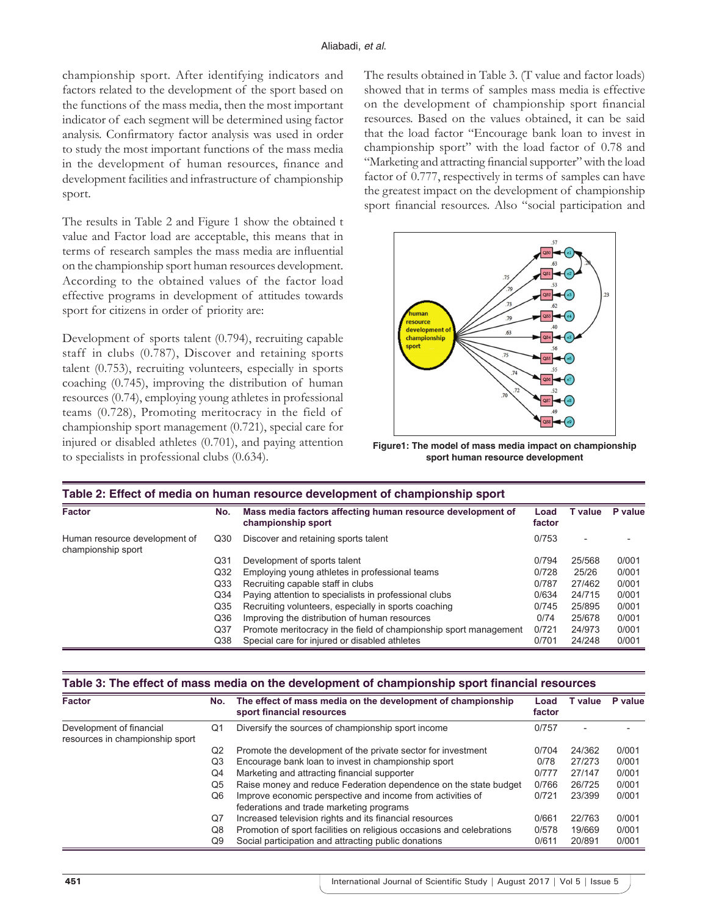championship sport. After identifying indicators and factors related to the development of the sport based on the functions of the mass media, then the most important indicator of each segment will be determined using factor analysis. Confirmatory factor analysis was used in order to study the most important functions of the mass media in the development of human resources, finance and development facilities and infrastructure of championship sport.

The results in Table 2 and Figure 1 show the obtained t value and Factor load are acceptable, this means that in terms of research samples the mass media are influential on the championship sport human resources development. According to the obtained values of the factor load effective programs in development of attitudes towards sport for citizens in order of priority are:

Development of sports talent (0.794), recruiting capable staff in clubs (0.787), Discover and retaining sports talent (0.753), recruiting volunteers, especially in sports coaching (0.745), improving the distribution of human resources (0.74), employing young athletes in professional teams (0.728), Promoting meritocracy in the field of championship sport management (0.721), special care for injured or disabled athletes (0.701), and paying attention to specialists in professional clubs (0.634).

The results obtained in Table 3. (T value and factor loads) showed that in terms of samples mass media is effective on the development of championship sport financial resources. Based on the values obtained, it can be said that the load factor "Encourage bank loan to invest in championship sport" with the load factor of 0.78 and "Marketing and attracting financial supporter" with the load factor of 0.777, respectively in terms of samples can have the greatest impact on the development of championship sport financial resources. Also "social participation and

**Figure1: The model of mass media impact on championship sport human resource development**

**Table 2: Effect of media on human resource development of championship sport**

| Factor | No. | Mass media factors affecting human resource development of championship sport | Load factor | T value | P value |
|---|---|---|---|---|---|
| Human resource development of championship sport | Q30 | Discover and retaining sports talent | 0/753 | - | - |
| | Q31 | Development of sports talent | 0/794 | 25/568 | 0/001 |
| | Q32 | Employing young athletes in professional teams | 0/728 | 25/26 | 0/001 |
| | Q33 | Recruiting capable staff in clubs | 0/787 | 27/462 | 0/001 |
| | Q34 | Paying attention to specialists in professional clubs | 0/634 | 24/715 | 0/001 |
| | Q35 | Recruiting volunteers, especially in sports coaching | 0/745 | 25/895 | 0/001 |
| | Q36 | Improving the distribution of human resources | 0/74 | 25/678 | 0/001 |
| | Q37 | Promote meritocracy in the field of championship sport management | 0/721 | 24/973 | 0/001 |
| | Q38 | Special care for injured or disabled athletes | 0/701 | 24/248 | 0/001 |

**Table 3: The effect of mass media on the development of championship sport financial resources**

| Factor | No. | The effect of mass media on the development of championship sport financial resources | Load factor | T value | P value |
|---|---|---|---|---|---|
| Development of financial resources in championship sport | Q1 | Diversify the sources of championship sport income | 0/757 | - | - |
| | Q2 | Promote the development of the private sector for investment | 0/704 | 24/362 | 0/001 |
| | Q3 | Encourage bank loan to invest in championship sport | 0/78 | 27/273 | 0/001 |
| | Q4 | Marketing and attracting financial supporter | 0/777 | 27/147 | 0/001 |
| | Q5 | Raise money and reduce Federation dependence on the state budget | 0/766 | 26/725 | 0/001 |
| | Q6 | Improve economic perspective and income from activities of federations and trade marketing programs | 0/721 | 23/399 | 0/001 |
| | Q7 | Increased television rights and its financial resources | 0/661 | 22/763 | 0/001 |
| | Q8 | Promotion of sport facilities on religious occasions and celebrations | 0/578 | 19/669 | 0/001 |
| | Q9 | Social participation and attracting public donations | 0/611 | 20/891 | 0/001 |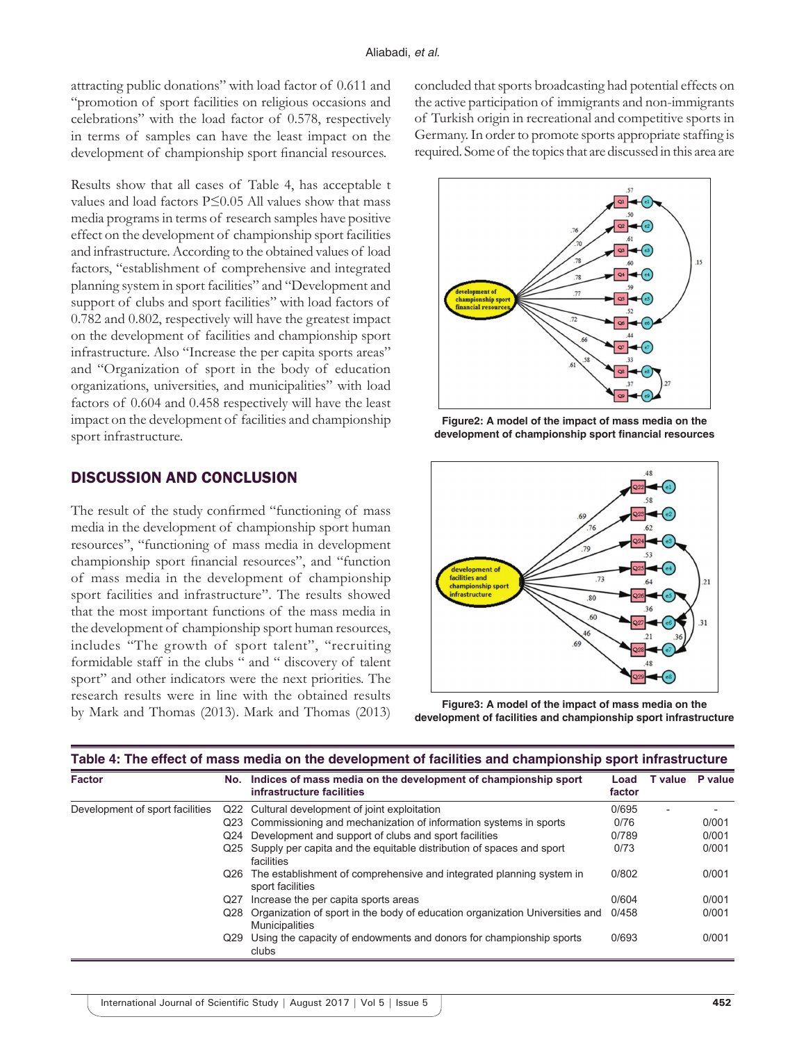attracting public donations" with load factor of 0.611 and "promotion of sport facilities on religious occasions and celebrations" with the load factor of 0.578, respectively in terms of samples can have the least impact on the development of championship sport financial resources.

Results show that all cases of Table 4, has acceptable t values and load factors P≤0.05 All values show that mass media programs in terms of research samples have positive effect on the development of championship sport facilities and infrastructure. According to the obtained values of load factors, "establishment of comprehensive and integrated planning system in sport facilities" and "Development and support of clubs and sport facilities" with load factors of 0.782 and 0.802, respectively will have the greatest impact on the development of facilities and championship sport infrastructure. Also "Increase the per capita sports areas" and "Organization of sport in the body of education organizations, universities, and municipalities" with load factors of 0.604 and 0.458 respectively will have the least impact on the development of facilities and championship sport infrastructure.

## DISCUSSION AND CONCLUSION

The result of the study confirmed "functioning of mass media in the development of championship sport human resources", "functioning of mass media in development championship sport financial resources", and "function of mass media in the development of championship sport facilities and infrastructure". The results showed that the most important functions of the mass media in the development of championship sport human resources, includes "The growth of sport talent", "recruiting formidable staff in the clubs " and " discovery of talent sport" and other indicators were the next priorities. The research results were in line with the obtained results by Mark and Thomas (2013). Mark and Thomas (2013) concluded that sports broadcasting had potential effects on the active participation of immigrants and non-immigrants of Turkish origin in recreational and competitive sports in Germany. In order to promote sports appropriate staffing is required. Some of the topics that are discussed in this area are

**Figure2: A model of the impact of mass media on the development of championship sport financial resources**

**Figure3: A model of the impact of mass media on the development of facilities and championship sport infrastructure**

**Table 4: The effect of mass media on the development of facilities and championship sport infrastructure**

| Factor | No. | Indices of mass media on the development of championship sport infrastructure facilities | Load factor | T value | P value |
|---|---|---|---|---|---|
| Development of sport facilities | Q22 | Cultural development of joint exploitation | 0/695 | - | - |
| | Q23 | Commissioning and mechanization of information systems in sports | 0/76 | | 0/001 |
| | Q24 | Development and support of clubs and sport facilities | 0/789 | | 0/001 |
| | Q25 | Supply per capita and the equitable distribution of spaces and sport facilities | 0/73 | | 0/001 |
| | Q26 | The establishment of comprehensive and integrated planning system in sport facilities | 0/802 | | 0/001 |
| | Q27 | Increase the per capita sports areas | 0/604 | | 0/001 |
| | Q28 | Organization of sport in the body of education organization Universities and Municipalities | 0/458 | | 0/001 |
| | Q29 | Using the capacity of endowments and donors for championship sports clubs | 0/693 | | 0/001 |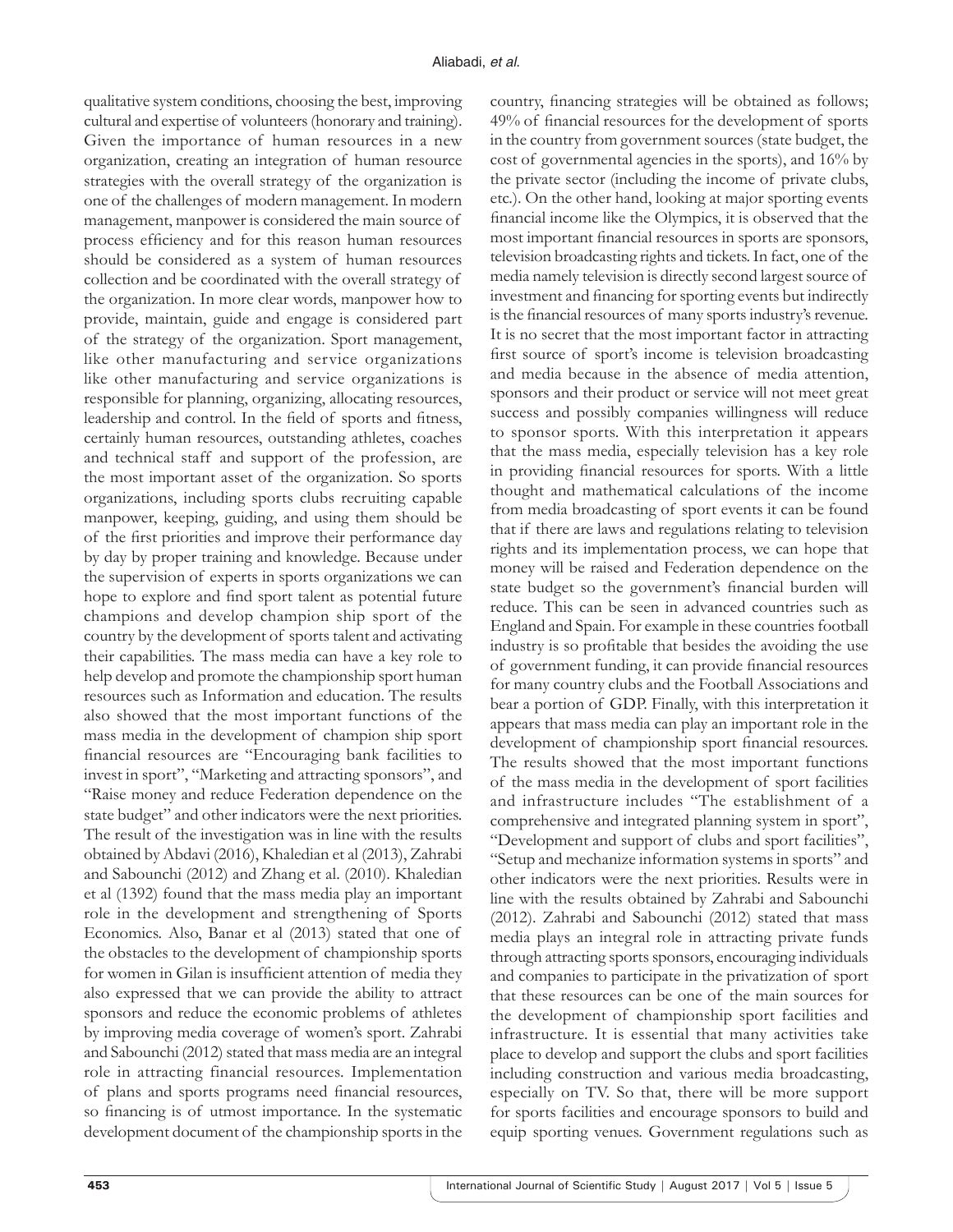qualitative system conditions, choosing the best, improving cultural and expertise of volunteers (honorary and training). Given the importance of human resources in a new organization, creating an integration of human resource strategies with the overall strategy of the organization is one of the challenges of modern management. In modern management, manpower is considered the main source of process efficiency and for this reason human resources should be considered as a system of human resources collection and be coordinated with the overall strategy of the organization. In more clear words, manpower how to provide, maintain, guide and engage is considered part of the strategy of the organization. Sport management, like other manufacturing and service organizations like other manufacturing and service organizations is responsible for planning, organizing, allocating resources, leadership and control. In the field of sports and fitness, certainly human resources, outstanding athletes, coaches and technical staff and support of the profession, are the most important asset of the organization. So sports organizations, including sports clubs recruiting capable manpower, keeping, guiding, and using them should be of the first priorities and improve their performance day by day by proper training and knowledge. Because under the supervision of experts in sports organizations we can hope to explore and find sport talent as potential future champions and develop champion ship sport of the country by the development of sports talent and activating their capabilities. The mass media can have a key role to help develop and promote the championship sport human resources such as Information and education. The results also showed that the most important functions of the mass media in the development of champion ship sport financial resources are "Encouraging bank facilities to invest in sport", "Marketing and attracting sponsors", and "Raise money and reduce Federation dependence on the state budget" and other indicators were the next priorities. The result of the investigation was in line with the results obtained by Abdavi (2016), Khaledian et al (2013), Zahrabi and Sabounchi (2012) and Zhang et al. (2010). Khaledian et al (1392) found that the mass media play an important role in the development and strengthening of Sports Economics. Also, Banar et al (2013) stated that one of the obstacles to the development of championship sports for women in Gilan is insufficient attention of media they also expressed that we can provide the ability to attract sponsors and reduce the economic problems of athletes by improving media coverage of women's sport. Zahrabi and Sabounchi (2012) stated that mass media are an integral role in attracting financial resources. Implementation of plans and sports programs need financial resources, so financing is of utmost importance. In the systematic development document of the championship sports in the country, financing strategies will be obtained as follows; 49% of financial resources for the development of sports in the country from government sources (state budget, the cost of governmental agencies in the sports), and 16% by the private sector (including the income of private clubs, etc.). On the other hand, looking at major sporting events financial income like the Olympics, it is observed that the most important financial resources in sports are sponsors, television broadcasting rights and tickets. In fact, one of the media namely television is directly second largest source of investment and financing for sporting events but indirectly is the financial resources of many sports industry's revenue. It is no secret that the most important factor in attracting first source of sport's income is television broadcasting and media because in the absence of media attention, sponsors and their product or service will not meet great success and possibly companies willingness will reduce to sponsor sports. With this interpretation it appears that the mass media, especially television has a key role in providing financial resources for sports. With a little thought and mathematical calculations of the income from media broadcasting of sport events it can be found that if there are laws and regulations relating to television rights and its implementation process, we can hope that money will be raised and Federation dependence on the state budget so the government's financial burden will reduce. This can be seen in advanced countries such as England and Spain. For example in these countries football industry is so profitable that besides the avoiding the use of government funding, it can provide financial resources for many country clubs and the Football Associations and bear a portion of GDP. Finally, with this interpretation it appears that mass media can play an important role in the development of championship sport financial resources. The results showed that the most important functions of the mass media in the development of sport facilities and infrastructure includes "The establishment of a comprehensive and integrated planning system in sport", "Development and support of clubs and sport facilities", "Setup and mechanize information systems in sports" and other indicators were the next priorities. Results were in line with the results obtained by Zahrabi and Sabounchi (2012). Zahrabi and Sabounchi (2012) stated that mass media plays an integral role in attracting private funds through attracting sports sponsors, encouraging individuals and companies to participate in the privatization of sport that these resources can be one of the main sources for the development of championship sport facilities and infrastructure. It is essential that many activities take place to develop and support the clubs and sport facilities including construction and various media broadcasting, especially on TV. So that, there will be more support for sports facilities and encourage sponsors to build and equip sporting venues. Government regulations such as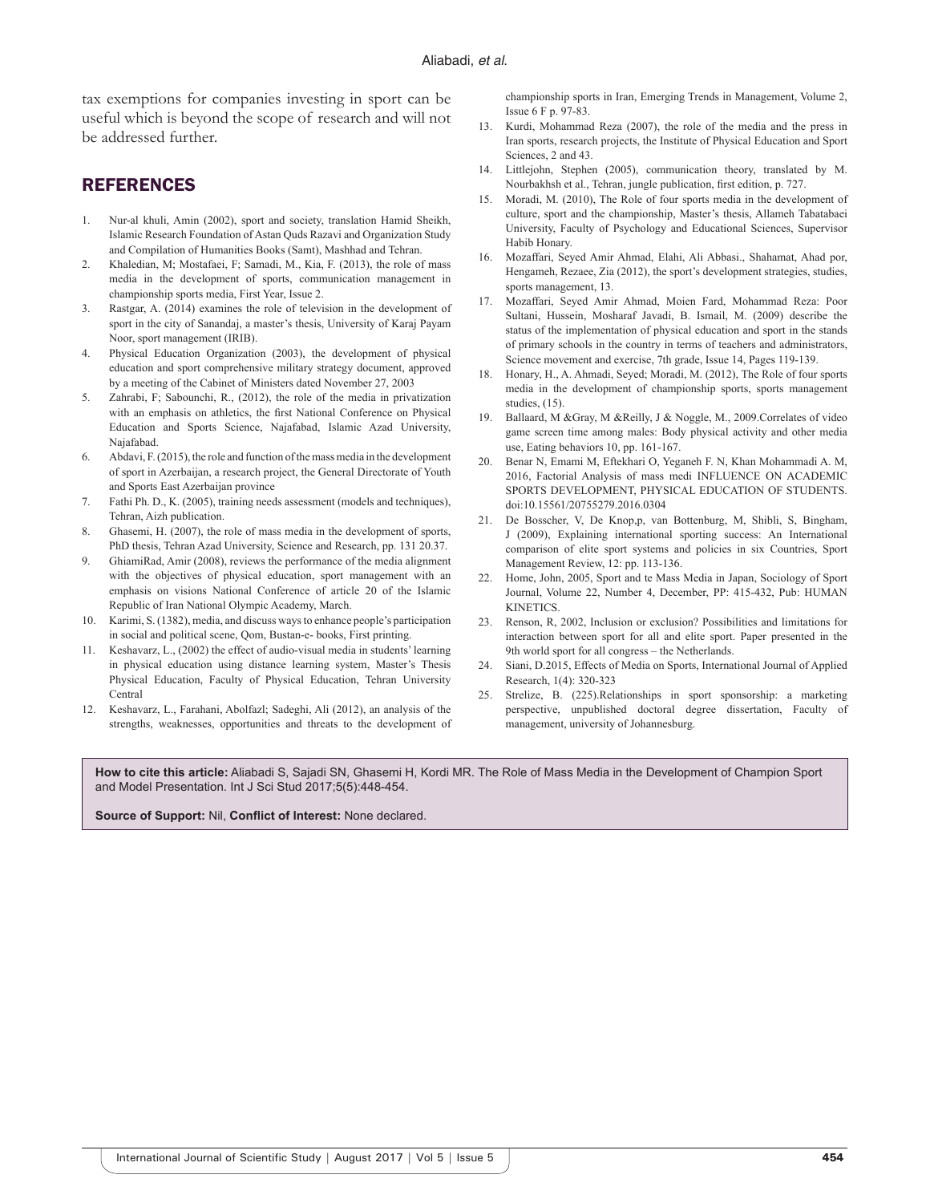tax exemptions for companies investing in sport can be useful which is beyond the scope of research and will not be addressed further.

## REFERENCES

1. Nur-al khuli, Amin (2002), sport and society, translation Hamid Sheikh, Islamic Research Foundation of Astan Quds Razavi and Organization Study and Compilation of Humanities Books (Samt), Mashhad and Tehran.
2. Khaledian, M; Mostafaei, F; Samadi, M., Kia, F. (2013), the role of mass media in the development of sports, communication management in championship sports media, First Year, Issue 2.
3. Rastgar, A. (2014) examines the role of television in the development of sport in the city of Sanandaj, a master's thesis, University of Karaj Payam Noor, sport management (IRIB).
4. Physical Education Organization (2003), the development of physical education and sport comprehensive military strategy document, approved by a meeting of the Cabinet of Ministers dated November 27, 2003
5. Zahrabi, F; Sabounchi, R., (2012), the role of the media in privatization with an emphasis on athletics, the first National Conference on Physical Education and Sports Science, Najafabad, Islamic Azad University, Najafabad.
6. Abdavi, F. (2015), the role and function of the mass media in the development of sport in Azerbaijan, a research project, the General Directorate of Youth and Sports East Azerbaijan province
7. Fathi Ph. D., K. (2005), training needs assessment (models and techniques), Tehran, Aizh publication.
8. Ghasemi, H. (2007), the role of mass media in the development of sports, PhD thesis, Tehran Azad University, Science and Research, pp. 131 20.37.
9. GhiamiRad, Amir (2008), reviews the performance of the media alignment with the objectives of physical education, sport management with an emphasis on visions National Conference of article 20 of the Islamic Republic of Iran National Olympic Academy, March.
10. Karimi, S. (1382), media, and discuss ways to enhance people's participation in social and political scene, Qom, Bustan-e- books, First printing.
11. Keshavarz, L., (2002) the effect of audio-visual media in students' learning in physical education using distance learning system, Master's Thesis Physical Education, Faculty of Physical Education, Tehran University Central
12. Keshavarz, L., Farahani, Abolfazl; Sadeghi, Ali (2012), an analysis of the strengths, weaknesses, opportunities and threats to the development of championship sports in Iran, Emerging Trends in Management, Volume 2, Issue 6 F p. 97-83.
13. Kurdi, Mohammad Reza (2007), the role of the media and the press in Iran sports, research projects, the Institute of Physical Education and Sport Sciences, 2 and 43.
14. Littlejohn, Stephen (2005), communication theory, translated by M. Nourbakhsh et al., Tehran, jungle publication, first edition, p. 727.
15. Moradi, M. (2010), The Role of four sports media in the development of culture, sport and the championship, Master's thesis, Allameh Tabatabaei University, Faculty of Psychology and Educational Sciences, Supervisor Habib Honary.
16. Mozaffari, Seyed Amir Ahmad, Elahi, Ali Abbasi., Shahamat, Ahad por, Hengameh, Rezaee, Zia (2012), the sport's development strategies, studies, sports management, 13.
17. Mozaffari, Seyed Amir Ahmad, Moien Fard, Mohammad Reza: Poor Sultani, Hussein, Mosharaf Javadi, B. Ismail, M. (2009) describe the status of the implementation of physical education and sport in the stands of primary schools in the country in terms of teachers and administrators, Science movement and exercise, 7th grade, Issue 14, Pages 119-139.
18. Honary, H., A. Ahmadi, Seyed; Moradi, M. (2012), The Role of four sports media in the development of championship sports, sports management studies, (15).
19. Ballaard, M &Gray, M &Reilly, J & Noggle, M., 2009.Correlates of video game screen time among males: Body physical activity and other media use, Eating behaviors 10, pp. 161-167.
20. Benar N, Emami M, Eftekhari O, Yeganeh F. N, Khan Mohammadi A. M, 2016, Factorial Analysis of mass medi INFLUENCE ON ACADEMIC SPORTS DEVELOPMENT, PHYSICAL EDUCATION OF STUDENTS. doi:10.15561/20755279.2016.0304
21. De Bosscher, V, De Knop,p, van Bottenburg, M, Shibli, S, Bingham, J (2009), Explaining international sporting success: An International comparison of elite sport systems and policies in six Countries, Sport Management Review, 12: pp. 113-136.
22. Home, John, 2005, Sport and te Mass Media in Japan, Sociology of Sport Journal, Volume 22, Number 4, December, PP: 415-432, Pub: HUMAN KINETICS.
23. Renson, R, 2002, Inclusion or exclusion? Possibilities and limitations for interaction between sport for all and elite sport. Paper presented in the 9th world sport for all congress – the Netherlands.
24. Siani, D.2015, Effects of Media on Sports, International Journal of Applied Research, 1(4): 320-323
25. Strelize, B. (225).Relationships in sport sponsorship: a marketing perspective, unpublished doctoral degree dissertation, Faculty of management, university of Johannesburg.

**How to cite this article:** Aliabadi S, Sajadi SN, Ghasemi H, Kordi MR. The Role of Mass Media in the Development of Champion Sport and Model Presentation. Int J Sci Stud 2017;5(5):448-454.

**Source of Support:** Nil, **Conflict of Interest:** None declared.